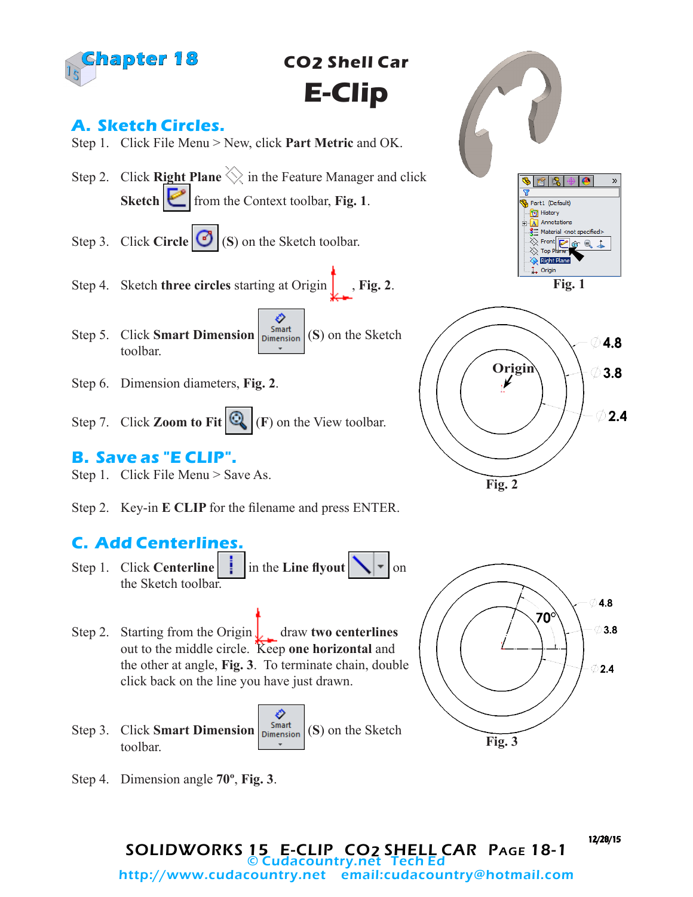# Chapter 18

# CO2 Shell Car
# E-Clip

## A. Sketch Circles.

Step 1. Click File Menu > New, click **Part Metric** and OK.

Step 2. Click **Right Plane** in the Feature Manager and click **Sketch** from the Context toolbar, **Fig. 1**.

Step 3. Click **Circle** (**S**) on the Sketch toolbar.

Step 4. Sketch **three circles** starting at Origin, **Fig. 2**.

Step 5. Click **Smart Dimension** (**S**) on the Sketch toolbar.

Step 6. Dimension diameters, **Fig. 2**.

Step 7. Click **Zoom to Fit** (**F**) on the View toolbar.

Fig. 1

Origin

∅4.8

∅3.8

∅2.4

Fig. 2

## B. Save as "E CLIP".

Step 1. Click File Menu > Save As.

Step 2. Key-in **E CLIP** for the filename and press ENTER.

## C. Add Centerlines.

Step 1. Click **Centerline** in the **Line flyout** on the Sketch toolbar.

Step 2. Starting from the Origin draw **two centerlines** out to the middle circle. Keep **one horizontal** and the other at angle, **Fig. 3**. To terminate chain, double click back on the line you have just drawn.

Step 3. Click **Smart Dimension** (**S**) on the Sketch toolbar.

Step 4. Dimension angle **70º**, **Fig. 3**.

70°

∅4.8

∅3.8

∅2.4

Fig. 3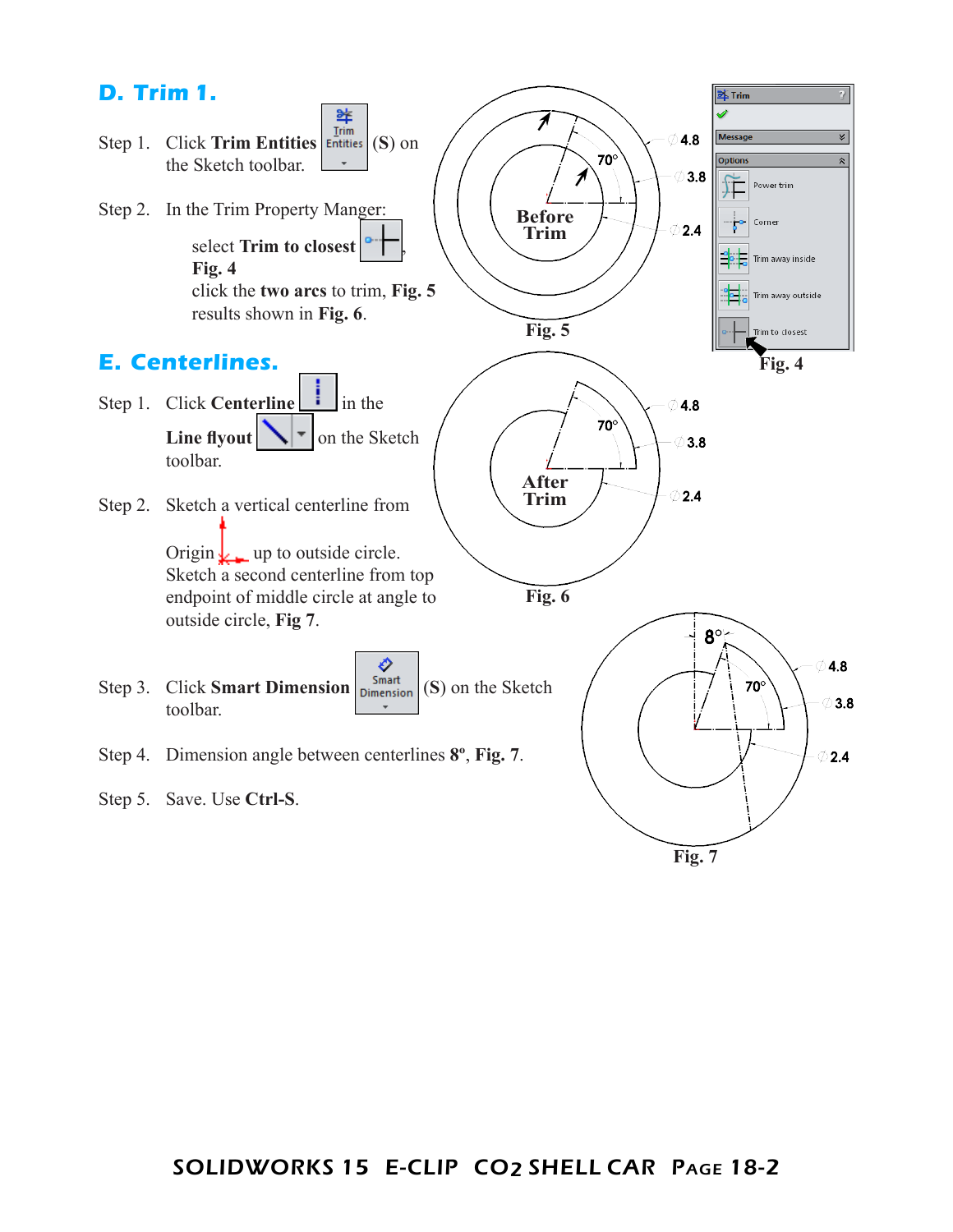## D. Trim 1.

Step 1. Click **Trim Entities** (**S**) on the Sketch toolbar.

Step 2. In the Trim Property Manger:

select **Trim to closest**, **Fig. 4**
click the **two arcs** to trim, **Fig. 5**
results shown in **Fig. 6**.

Fig. 5

Fig. 4

## E. Centerlines.

Step 1. Click **Centerline** in the **Line flyout** on the Sketch toolbar.

Step 2. Sketch a vertical centerline from Origin up to outside circle.
Sketch a second centerline from top endpoint of middle circle at angle to outside circle, **Fig 7**.

Fig. 6

Step 3. Click **Smart Dimension** (**S**) on the Sketch toolbar.

Step 4. Dimension angle between centerlines **8º**, **Fig. 7**.

Step 5. Save. Use **Ctrl-S**.

Fig. 7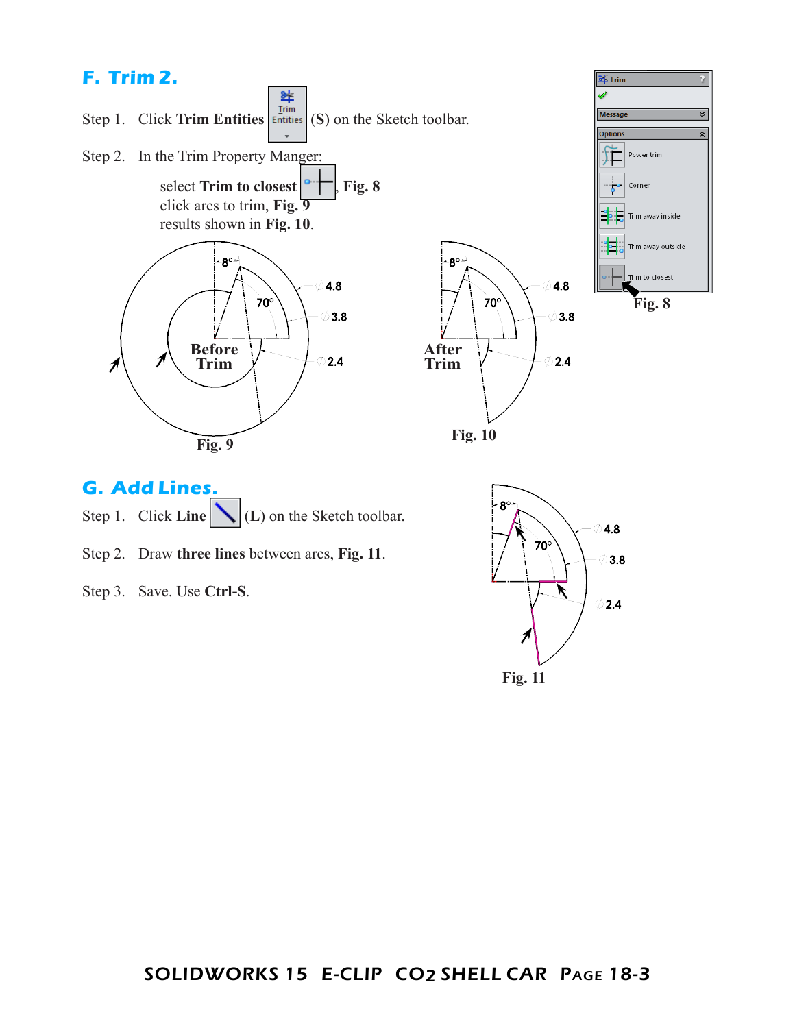## F. Trim 2.

Step 1. Click **Trim Entities** (**S**) on the Sketch toolbar.

Step 2. In the Trim Property Manger:

select **Trim to closest**, **Fig. 8**
click arcs to trim, **Fig. 9**
results shown in **Fig. 10**.

Fig. 9

Fig. 10

Fig. 8

## G. Add Lines.

Step 1. Click **Line** (**L**) on the Sketch toolbar.

Step 2. Draw **three lines** between arcs, **Fig. 11**.

Step 3. Save. Use **Ctrl-S**.

Fig. 11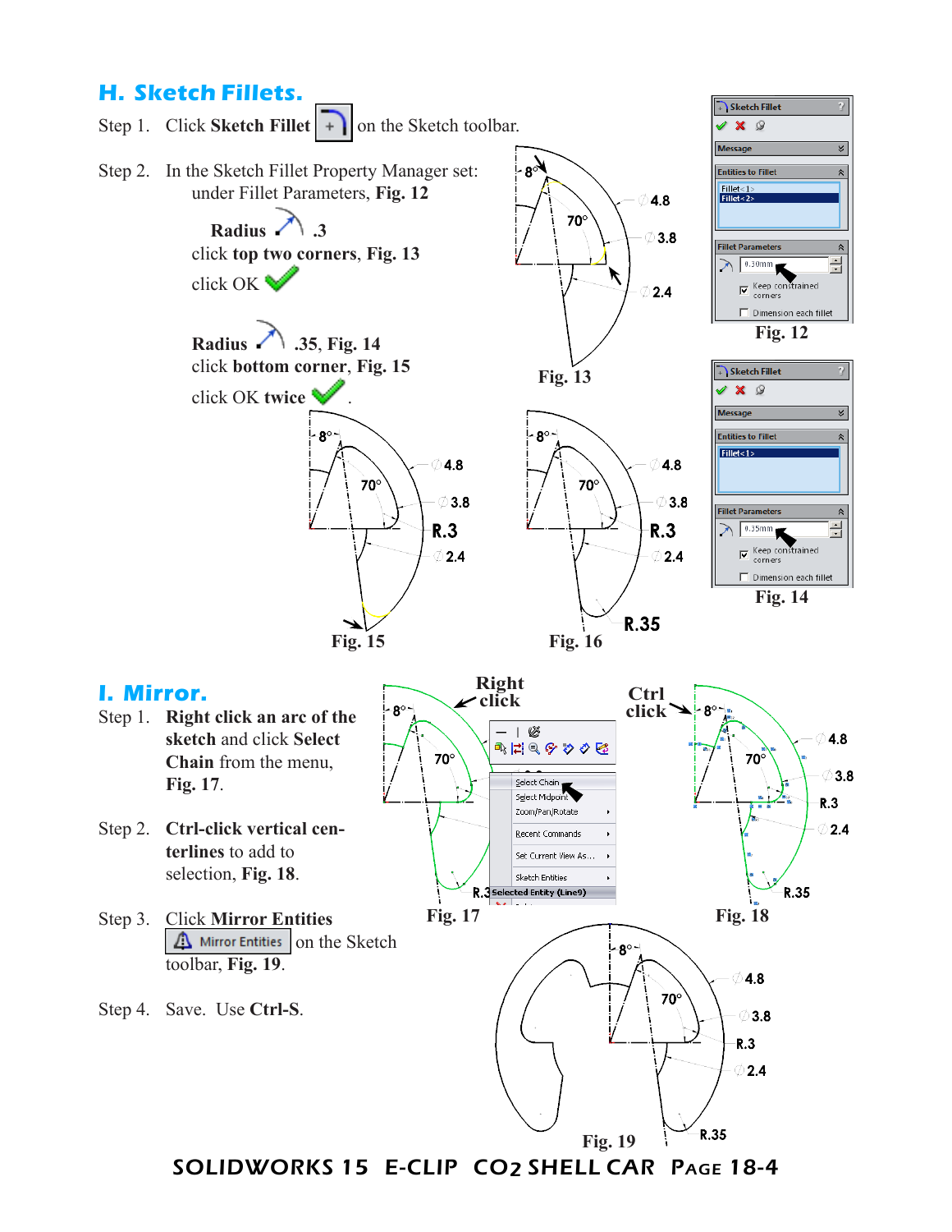## H. Sketch Fillets.

Step 1. Click **Sketch Fillet** on the Sketch toolbar.

Step 2. In the Sketch Fillet Property Manager set: under Fillet Parameters, **Fig. 12**

**Radius** **.3**
click **top two corners**, **Fig. 13**
click OK

**Radius** **.35, Fig. 14**
click **bottom corner**, **Fig. 15**
click OK **twice** .

Fig. 12

Fig. 13

Fig. 14

Fig. 15

Fig. 16

## I. Mirror.

Step 1. **Right click an arc of the sketch** and click **Select Chain** from the menu, **Fig. 17**.

Step 2. **Ctrl-click vertical centerlines** to add to selection, **Fig. 18**.

Step 3. Click **Mirror Entities** Mirror Entities on the Sketch toolbar, **Fig. 19**.

Step 4. Save. Use **Ctrl-S**.

Fig. 17

Fig. 18

Fig. 19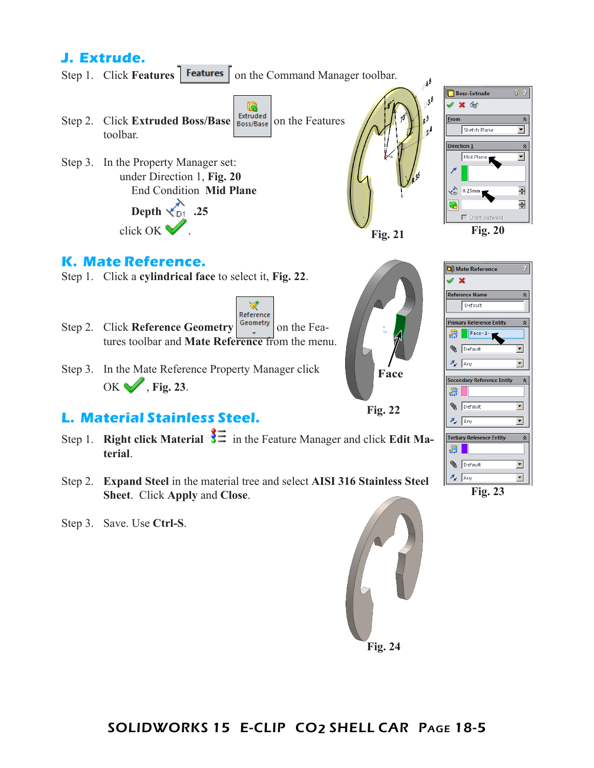## J. Extrude.

Step 1. Click **Features** Features on the Command Manager toolbar.

Step 2. Click **Extruded Boss/Base** on the Features toolbar.

Step 3. In the Property Manager set:
under Direction 1, **Fig. 20**
End Condition **Mid Plane**
**Depth** .25
click OK .

Fig. 21

Fig. 20

## K. Mate Reference.

Step 1. Click a **cylindrical face** to select it, **Fig. 22**.

Step 2. Click **Reference Geometry** on the Features toolbar and **Mate Reference** from the menu.

Step 3. In the Mate Reference Property Manager click OK , **Fig. 23**.

Face

Fig. 22

## L. Material Stainless Steel.

Step 1. **Right click Material** in the Feature Manager and click **Edit Material**.

Step 2. **Expand Steel** in the material tree and select **AISI 316 Stainless Steel Sheet**. Click **Apply** and **Close**.

Step 3. Save. Use **Ctrl-S**.

Fig. 23

Fig. 24